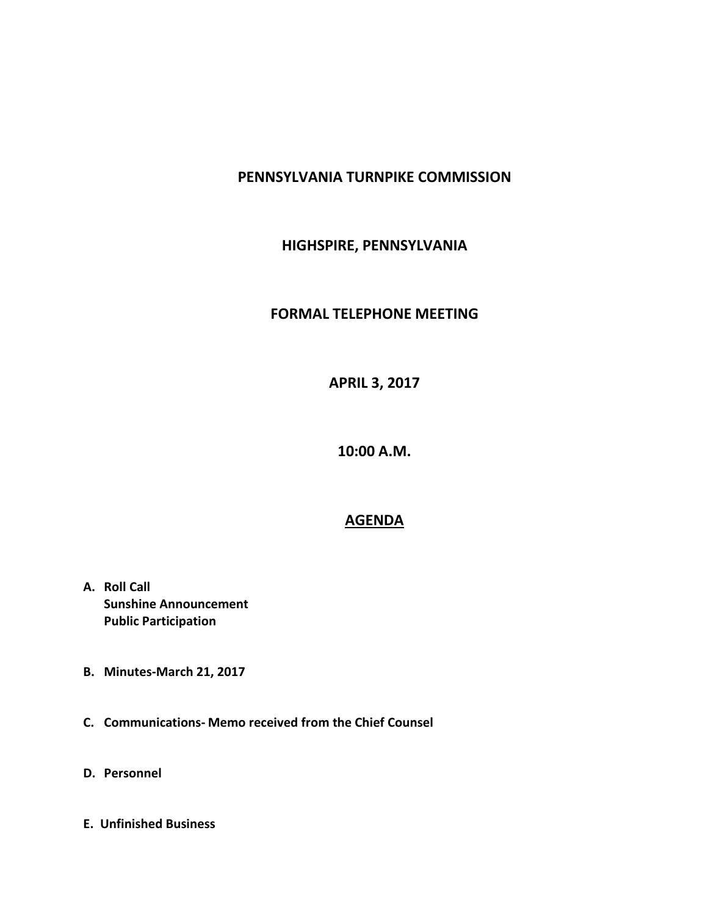# PENNSYLVANIA TURNPIKE COMMISSION

## HIGHSPIRE, PENNSYLVANIA

## FORMAL TELEPHONE MEETING

## APRIL 3, 2017

## 10:00 A.M.

## AGENDA

**A. Roll Call**
**Sunshine Announcement**
**Public Participation**

**B. Minutes-March 21, 2017**

**C. Communications- Memo received from the Chief Counsel**

**D. Personnel**

**E. Unfinished Business**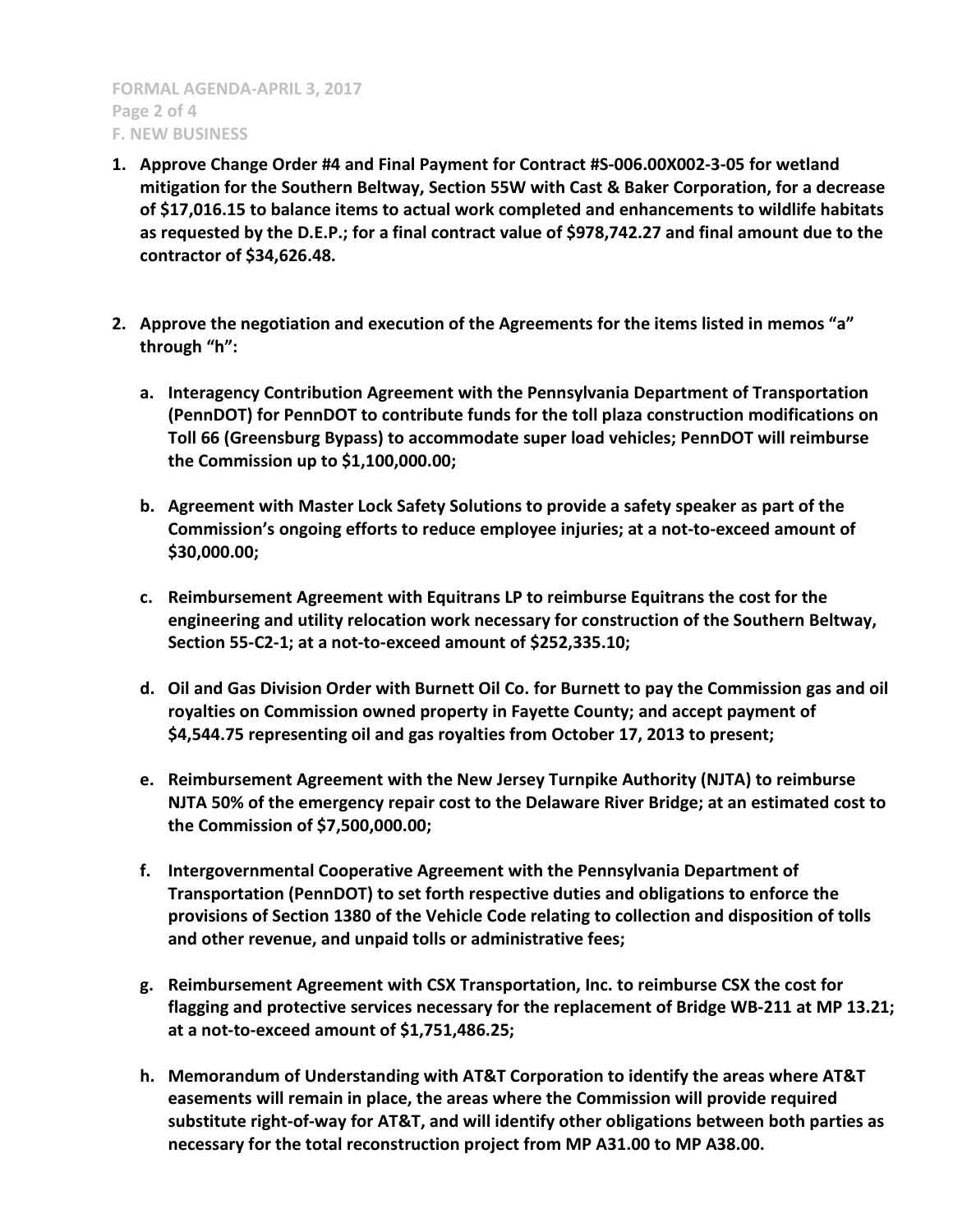**F. NEW BUSINESS**

1. **Approve Change Order #4 and Final Payment for Contract #S-006.00X002-3-05 for wetland mitigation for the Southern Beltway, Section 55W with Cast & Baker Corporation, for a decrease of $17,016.15 to balance items to actual work completed and enhancements to wildlife habitats as requested by the D.E.P.; for a final contract value of $978,742.27 and final amount due to the contractor of $34,626.48.**

2. **Approve the negotiation and execution of the Agreements for the items listed in memos "a" through "h":**

   a. **Interagency Contribution Agreement with the Pennsylvania Department of Transportation (PennDOT) for PennDOT to contribute funds for the toll plaza construction modifications on Toll 66 (Greensburg Bypass) to accommodate super load vehicles; PennDOT will reimburse the Commission up to $1,100,000.00;**

   b. **Agreement with Master Lock Safety Solutions to provide a safety speaker as part of the Commission's ongoing efforts to reduce employee injuries; at a not-to-exceed amount of $30,000.00;**

   c. **Reimbursement Agreement with Equitrans LP to reimburse Equitrans the cost for the engineering and utility relocation work necessary for construction of the Southern Beltway, Section 55-C2-1; at a not-to-exceed amount of $252,335.10;**

   d. **Oil and Gas Division Order with Burnett Oil Co. for Burnett to pay the Commission gas and oil royalties on Commission owned property in Fayette County; and accept payment of $4,544.75 representing oil and gas royalties from October 17, 2013 to present;**

   e. **Reimbursement Agreement with the New Jersey Turnpike Authority (NJTA) to reimburse NJTA 50% of the emergency repair cost to the Delaware River Bridge; at an estimated cost to the Commission of $7,500,000.00;**

   f. **Intergovernmental Cooperative Agreement with the Pennsylvania Department of Transportation (PennDOT) to set forth respective duties and obligations to enforce the provisions of Section 1380 of the Vehicle Code relating to collection and disposition of tolls and other revenue, and unpaid tolls or administrative fees;**

   g. **Reimbursement Agreement with CSX Transportation, Inc. to reimburse CSX the cost for flagging and protective services necessary for the replacement of Bridge WB-211 at MP 13.21; at a not-to-exceed amount of $1,751,486.25;**

   h. **Memorandum of Understanding with AT&T Corporation to identify the areas where AT&T easements will remain in place, the areas where the Commission will provide required substitute right-of-way for AT&T, and will identify other obligations between both parties as necessary for the total reconstruction project from MP A31.00 to MP A38.00.**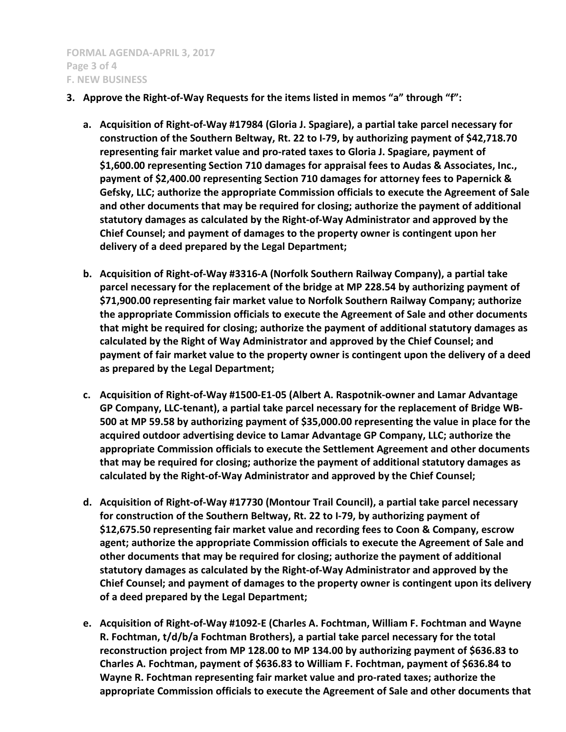3. **Approve the Right-of-Way Requests for the items listed in memos "a" through "f":**

   a. **Acquisition of Right-of-Way #17984 (Gloria J. Spagiare), a partial take parcel necessary for construction of the Southern Beltway, Rt. 22 to I-79, by authorizing payment of $42,718.70 representing fair market value and pro-rated taxes to Gloria J. Spagiare, payment of $1,600.00 representing Section 710 damages for appraisal fees to Audas & Associates, Inc., payment of $2,400.00 representing Section 710 damages for attorney fees to Papernick & Gefsky, LLC; authorize the appropriate Commission officials to execute the Agreement of Sale and other documents that may be required for closing; authorize the payment of additional statutory damages as calculated by the Right-of-Way Administrator and approved by the Chief Counsel; and payment of damages to the property owner is contingent upon her delivery of a deed prepared by the Legal Department;**

   b. **Acquisition of Right-of-Way #3316-A (Norfolk Southern Railway Company), a partial take parcel necessary for the replacement of the bridge at MP 228.54 by authorizing payment of $71,900.00 representing fair market value to Norfolk Southern Railway Company; authorize the appropriate Commission officials to execute the Agreement of Sale and other documents that might be required for closing; authorize the payment of additional statutory damages as calculated by the Right of Way Administrator and approved by the Chief Counsel; and payment of fair market value to the property owner is contingent upon the delivery of a deed as prepared by the Legal Department;**

   c. **Acquisition of Right-of-Way #1500-E1-05 (Albert A. Raspotnik-owner and Lamar Advantage GP Company, LLC-tenant), a partial take parcel necessary for the replacement of Bridge WB-500 at MP 59.58 by authorizing payment of $35,000.00 representing the value in place for the acquired outdoor advertising device to Lamar Advantage GP Company, LLC; authorize the appropriate Commission officials to execute the Settlement Agreement and other documents that may be required for closing; authorize the payment of additional statutory damages as calculated by the Right-of-Way Administrator and approved by the Chief Counsel;**

   d. **Acquisition of Right-of-Way #17730 (Montour Trail Council), a partial take parcel necessary for construction of the Southern Beltway, Rt. 22 to I-79, by authorizing payment of $12,675.50 representing fair market value and recording fees to Coon & Company, escrow agent; authorize the appropriate Commission officials to execute the Agreement of Sale and other documents that may be required for closing; authorize the payment of additional statutory damages as calculated by the Right-of-Way Administrator and approved by the Chief Counsel; and payment of damages to the property owner is contingent upon its delivery of a deed prepared by the Legal Department;**

   e. **Acquisition of Right-of-Way #1092-E (Charles A. Fochtman, William F. Fochtman and Wayne R. Fochtman, t/d/b/a Fochtman Brothers), a partial take parcel necessary for the total reconstruction project from MP 128.00 to MP 134.00 by authorizing payment of $636.83 to Charles A. Fochtman, payment of $636.83 to William F. Fochtman, payment of $636.84 to Wayne R. Fochtman representing fair market value and pro-rated taxes; authorize the appropriate Commission officials to execute the Agreement of Sale and other documents that**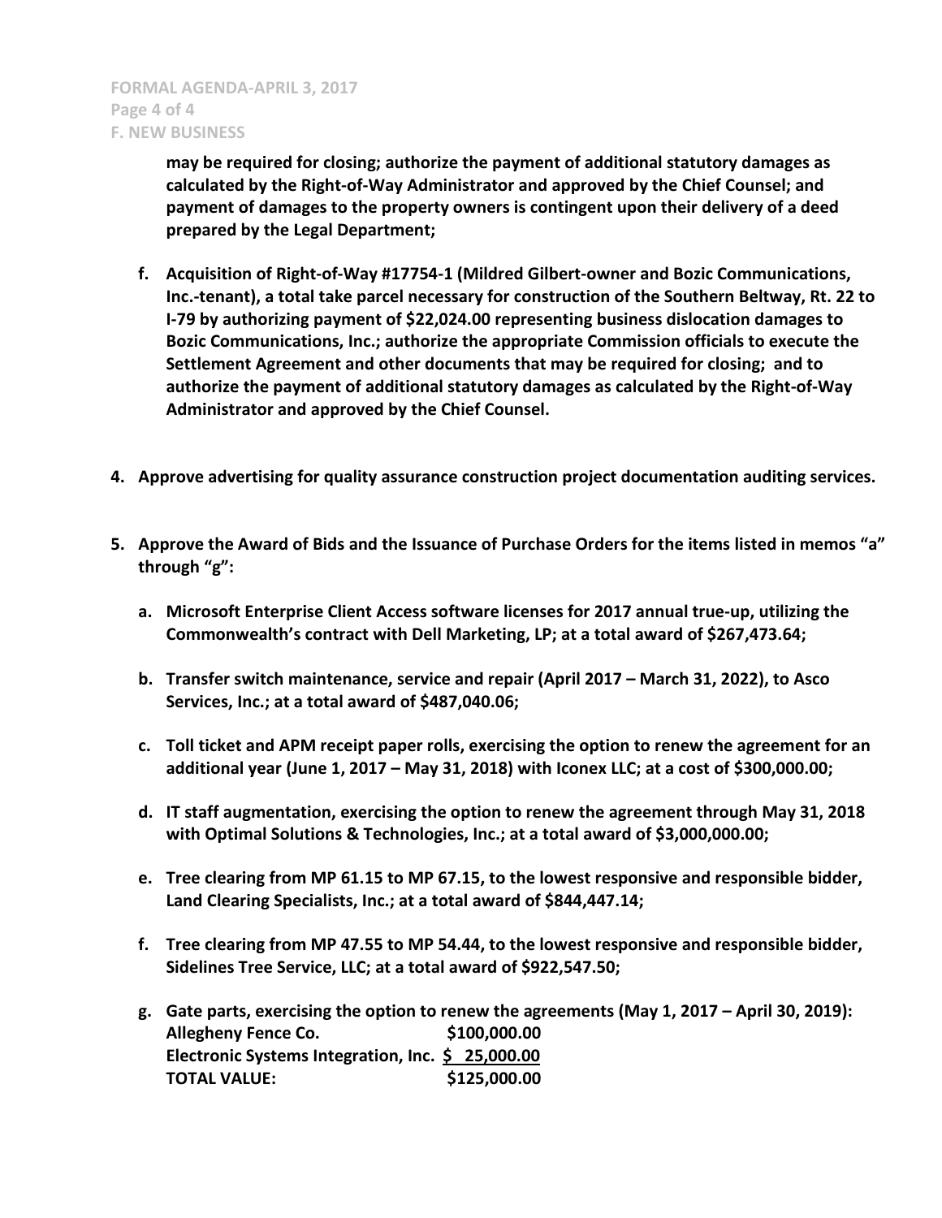may be required for closing; authorize the payment of additional statutory damages as calculated by the Right-of-Way Administrator and approved by the Chief Counsel; and payment of damages to the property owners is contingent upon their delivery of a deed prepared by the Legal Department;

f. **Acquisition of Right-of-Way #17754-1 (Mildred Gilbert-owner and Bozic Communications, Inc.-tenant), a total take parcel necessary for construction of the Southern Beltway, Rt. 22 to I-79 by authorizing payment of $22,024.00 representing business dislocation damages to Bozic Communications, Inc.; authorize the appropriate Commission officials to execute the Settlement Agreement and other documents that may be required for closing; and to authorize the payment of additional statutory damages as calculated by the Right-of-Way Administrator and approved by the Chief Counsel.**

4. **Approve advertising for quality assurance construction project documentation auditing services.**

5. **Approve the Award of Bids and the Issuance of Purchase Orders for the items listed in memos "a" through "g":**

   a. **Microsoft Enterprise Client Access software licenses for 2017 annual true-up, utilizing the Commonwealth's contract with Dell Marketing, LP; at a total award of $267,473.64;**

   b. **Transfer switch maintenance, service and repair (April 2017 – March 31, 2022), to Asco Services, Inc.; at a total award of $487,040.06;**

   c. **Toll ticket and APM receipt paper rolls, exercising the option to renew the agreement for an additional year (June 1, 2017 – May 31, 2018) with Iconex LLC; at a cost of $300,000.00;**

   d. **IT staff augmentation, exercising the option to renew the agreement through May 31, 2018 with Optimal Solutions & Technologies, Inc.; at a total award of $3,000,000.00;**

   e. **Tree clearing from MP 61.15 to MP 67.15, to the lowest responsive and responsible bidder, Land Clearing Specialists, Inc.; at a total award of $844,447.14;**

   f. **Tree clearing from MP 47.55 to MP 54.44, to the lowest responsive and responsible bidder, Sidelines Tree Service, LLC; at a total award of $922,547.50;**

   g. **Gate parts, exercising the option to renew the agreements (May 1, 2017 – April 30, 2019):**

| | |
|---|---|
| **Allegheny Fence Co.** | **$100,000.00** |
| **Electronic Systems Integration, Inc.** | **$ 25,000.00** |
| **TOTAL VALUE:** | **$125,000.00** |